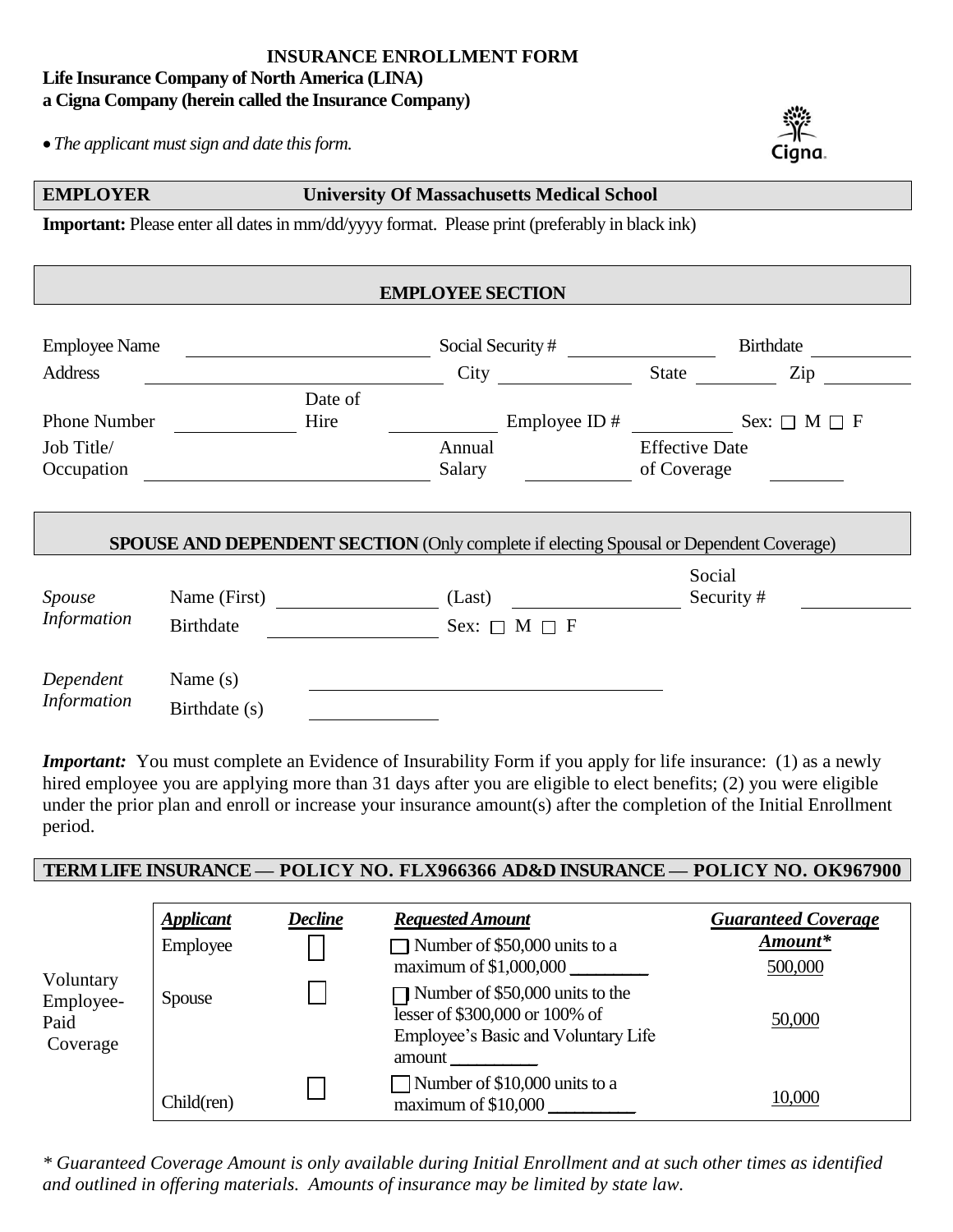# INSURANCE ENROLLMENT FORM

**Life Insurance Company of North America (LINA)**
**a Cigna Company (herein called the Insurance Company)**

- *The applicant must sign and date this form.*

Cigna

| **EMPLOYER** | **University Of Massachusetts Medical School** |
|---|---|

**Important:** Please enter all dates in mm/dd/yyyy format. Please print (preferably in black ink)

## EMPLOYEE SECTION

Employee Name ______________ Social Security # ______________ Birthdate ______________

Address ______________ City ______________ State ______________ Zip ______________

Phone Number ______________ Date of Hire ______________ Employee ID # ______________ Sex: ☐ M ☐ F

Job Title/ Occupation ______________ Annual Salary ______________ Effective Date of Coverage ______________

## SPOUSE AND DEPENDENT SECTION (Only complete if electing Spousal or Dependent Coverage)

*Spouse Information*

Name (First) ______________ (Last) ______________ Social Security # ______________

Birthdate ______________ Sex: ☐ M ☐ F

*Dependent Information*

Name (s) ______________

Birthdate (s) ______________

***Important:*** You must complete an Evidence of Insurability Form if you apply for life insurance: (1) as a newly hired employee you are applying more than 31 days after you are eligible to elect benefits; (2) you were eligible under the prior plan and enroll or increase your insurance amount(s) after the completion of the Initial Enrollment period.

## TERM LIFE INSURANCE — POLICY NO. FLX966366 AD&D INSURANCE — POLICY NO. OK967900

| | ***Applicant*** | ***Decline*** | ***Requested Amount*** | ***Guaranteed Coverage Amount**** |
|---|---|---|---|---|
| Voluntary Employee-Paid Coverage | Employee | ☐ | ☐ Number of $50,000 units to a maximum of $1,000,000 ________ | 500,000 |
| | Spouse | ☐ | ☐ Number of $50,000 units to the lesser of $300,000 or 100% of Employee's Basic and Voluntary Life amount ________ | 50,000 |
| | Child(ren) | ☐ | ☐ Number of $10,000 units to a maximum of $10,000 ________ | 10,000 |

*\* Guaranteed Coverage Amount is only available during Initial Enrollment and at such other times as identified and outlined in offering materials. Amounts of insurance may be limited by state law.*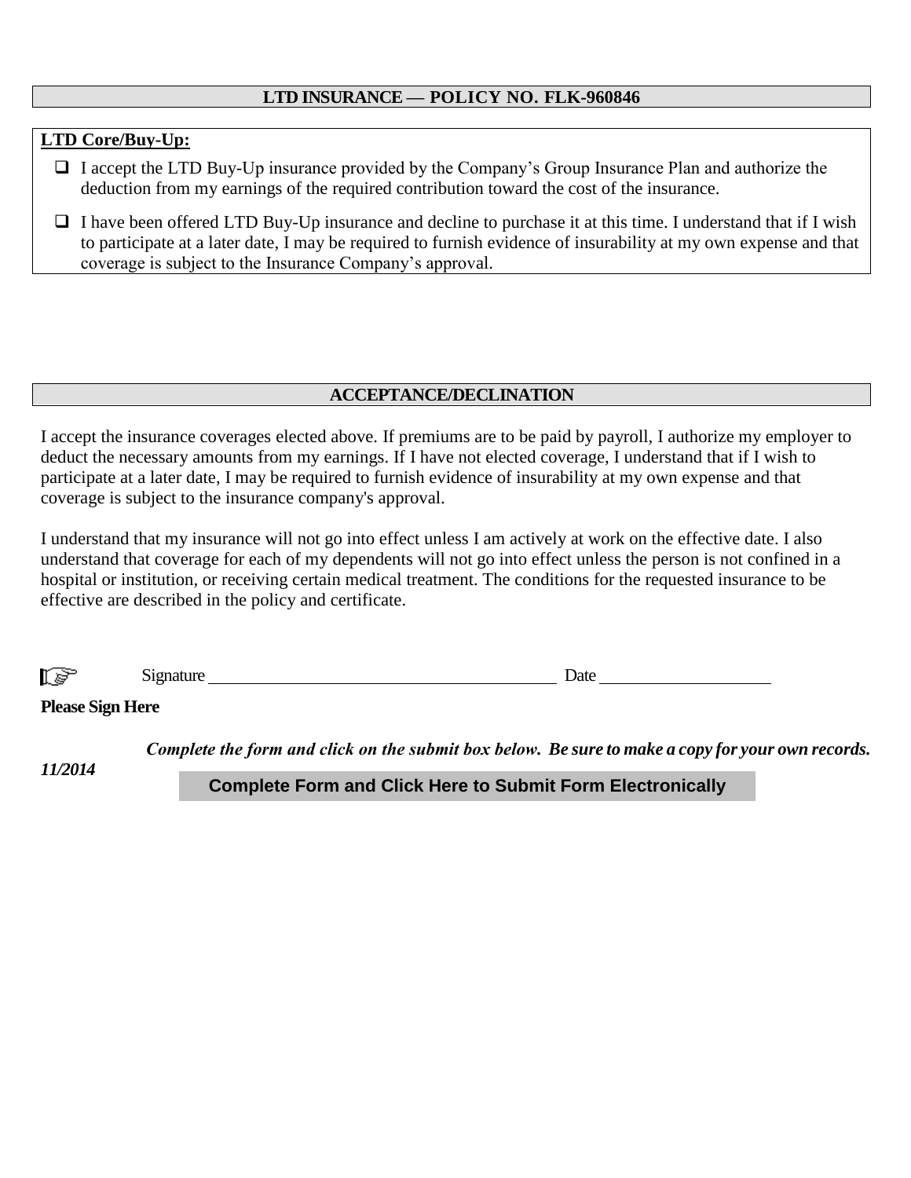## LTD INSURANCE — POLICY NO. FLK-960846

**LTD Core/Buy-Up:**

- ☐ I accept the LTD Buy-Up insurance provided by the Company's Group Insurance Plan and authorize the deduction from my earnings of the required contribution toward the cost of the insurance.
- ☐ I have been offered LTD Buy-Up insurance and decline to purchase it at this time. I understand that if I wish to participate at a later date, I may be required to furnish evidence of insurability at my own expense and that coverage is subject to the Insurance Company's approval.

## ACCEPTANCE/DECLINATION

I accept the insurance coverages elected above. If premiums are to be paid by payroll, I authorize my employer to deduct the necessary amounts from my earnings. If I have not elected coverage, I understand that if I wish to participate at a later date, I may be required to furnish evidence of insurability at my own expense and that coverage is subject to the insurance company's approval.

I understand that my insurance will not go into effect unless I am actively at work on the effective date. I also understand that coverage for each of my dependents will not go into effect unless the person is not confined in a hospital or institution, or receiving certain medical treatment. The conditions for the requested insurance to be effective are described in the policy and certificate.

☞ Signature ______________________________ Date ________________

**Please Sign Here**

***Complete the form and click on the submit box below. Be sure to make a copy for your own records.***

***11/2014***

**Complete Form and Click Here to Submit Form Electronically**